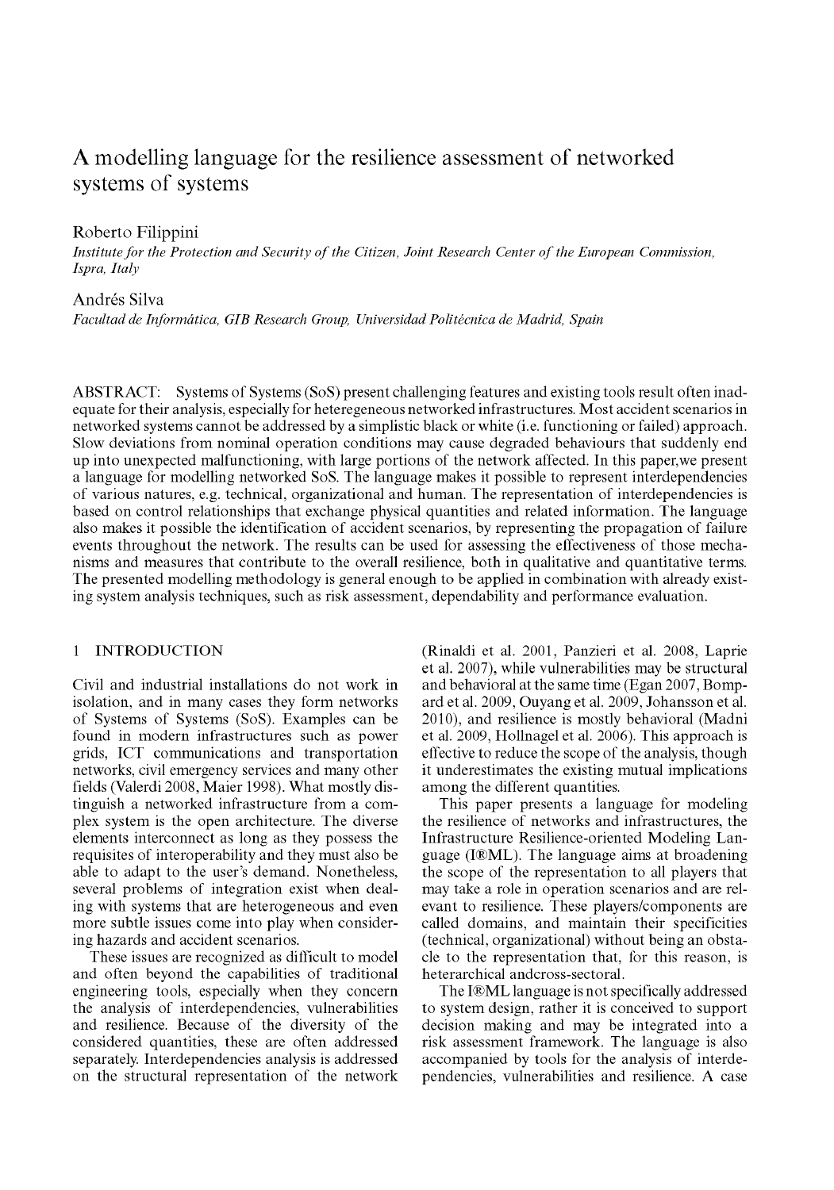# A modelling language for the resilience assessment of networked systems of systems

Roberto Filippini

*Institute for the Protection and Security of the Citizen, Joint Research Center of the European Commission, Ispra, Italy*

Andrés Silva

*Facultad de Informática, GIB Research Group, Universidad Politécnica de Madrid, Spain*

ABSTRACT: Systems of Systems (SoS) present challenging features and existing tools result often inadequate for their analysis, especially for heteregeneous networked infrastructures. Most accident scenarios in networked systems cannot be addressed by a simplistic black or white (i.e. functioning or failed) approach. Slow deviations from nominal operation conditions may cause degraded behaviours that suddenly end up into unexpected malfunctioning, with large portions of the network affected. In this paper,we present a language for modelling networked SoS. The language makes it possible to represent interdependencies of various natures, e.g. technical, organizational and human. The representation of interdependencies is based on control relationships that exchange physical quantities and related information. The language also makes it possible the identification of accident scenarios, by representing the propagation of failure events throughout the network. The results can be used for assessing the effectiveness of those mechanisms and measures that contribute to the overall resilience, both in qualitative and quantitative terms. The presented modelling methodology is general enough to be applied in combination with already existing system analysis techniques, such as risk assessment, dependability and performance evaluation.

## 1 INTRODUCTION

Civil and industrial installations do not work in isolation, and in many cases they form networks of Systems of Systems (SoS). Examples can be found in modern infrastructures such as power grids, ICT communications and transportation networks, civil emergency services and many other fields (Valerdi 2008, Maier 1998). What mostly distinguish a networked infrastructure from a complex system is the open architecture. The diverse elements interconnect as long as they possess the requisites of interoperability and they must also be able to adapt to the user's demand. Nonetheless, several problems of integration exist when dealing with systems that are heterogeneous and even more subtle issues come into play when considering hazards and accident scenarios.

These issues are recognized as difficult to model and often beyond the capabilities of traditional engineering tools, especially when they concern the analysis of interdependencies, vulnerabilities and resilience. Because of the diversity of the considered quantities, these are often addressed separately. Interdependencies analysis is addressed on the structural representation of the network (Rinaldi et al. 2001, Panzieri et al. 2008, Laprie et al. 2007), while vulnerabilities may be structural and behavioral at the same time (Egan 2007, Bompard et al. 2009, Ouyang et al. 2009, Johansson et al. 2010), and resilience is mostly behavioral (Madni et al. 2009, Hollnagel et al. 2006). This approach is effective to reduce the scope of the analysis, though it underestimates the existing mutual implications among the different quantities.

This paper presents a language for modeling the resilience of networks and infrastructures, the Infrastructure Resilience-oriented Modeling Language (I®ML). The language aims at broadening the scope of the representation to all players that may take a role in operation scenarios and are relevant to resilience. These players/components are called domains, and maintain their specificities (technical, organizational) without being an obstacle to the representation that, for this reason, is heterarchical andcross-sectoral.

The I®ML language is not specifically addressed to system design, rather it is conceived to support decision making and may be integrated into a risk assessment framework. The language is also accompanied by tools for the analysis of interdependencies, vulnerabilities and resilience. A case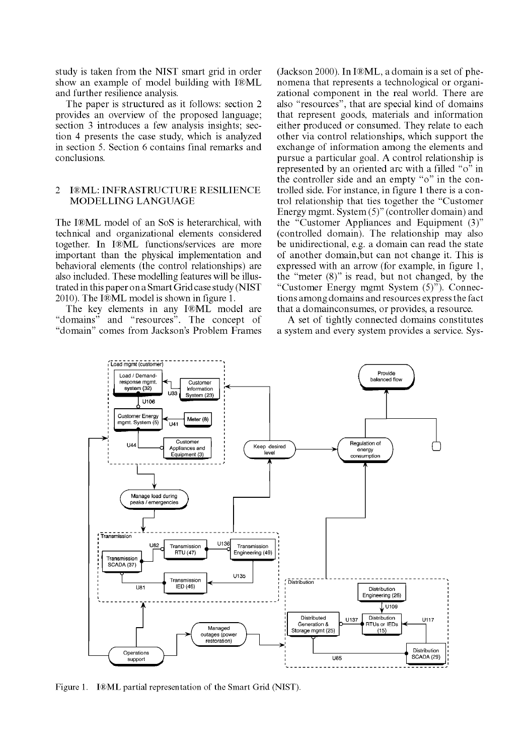study is taken from the NIST smart grid in order show an example of model building with I®ML and further resilience analysis.

The paper is structured as it follows: section 2 provides an overview of the proposed language; section 3 introduces a few analysis insights; section 4 presents the case study, which is analyzed in section 5. Section 6 contains final remarks and conclusions.

## 2 I®ML: INFRASTRUCTURE RESILIENCE MODELLING LANGUAGE

The I®ML model of an SoS is heterarchical, with technical and organizational elements considered together. In I®ML functions/services are more important than the physical implementation and behavioral elements (the control relationships) are also included. These modelling features will be illustrated in this paper on a Smart Grid case study (NIST 2010). The I®ML model is shown in figure 1.

The key elements in any I®ML model are "domains" and "resources". The concept of "domain" comes from Jackson's Problem Frames (Jackson 2000). In I®ML, a domain is a set of phenomena that represents a technological or organizational component in the real world. There are also "resources", that are special kind of domains that represent goods, materials and information either produced or consumed. They relate to each other via control relationships, which support the exchange of information among the elements and pursue a particular goal. A control relationship is represented by an oriented arc with a filled "o" in the controller side and an empty "o" in the controlled side. For instance, in figure 1 there is a control relationship that ties together the "Customer Energy mgmt. System (5)" (controller domain) and the "Customer Appliances and Equipment (3)" (controlled domain). The relationship may also be unidirectional, e.g. a domain can read the state of another domain,but can not change it. This is expressed with an arrow (for example, in figure 1, the "meter (8)" is read, but not changed, by the "Customer Energy mgmt System (5)"). Connections among domains and resources express the fact that a domainconsumes, or provides, a resource.

A set of tightly connected domains constitutes a system and every system provides a service. Sys-

Figure 1. I®ML partial representation of the Smart Grid (NIST).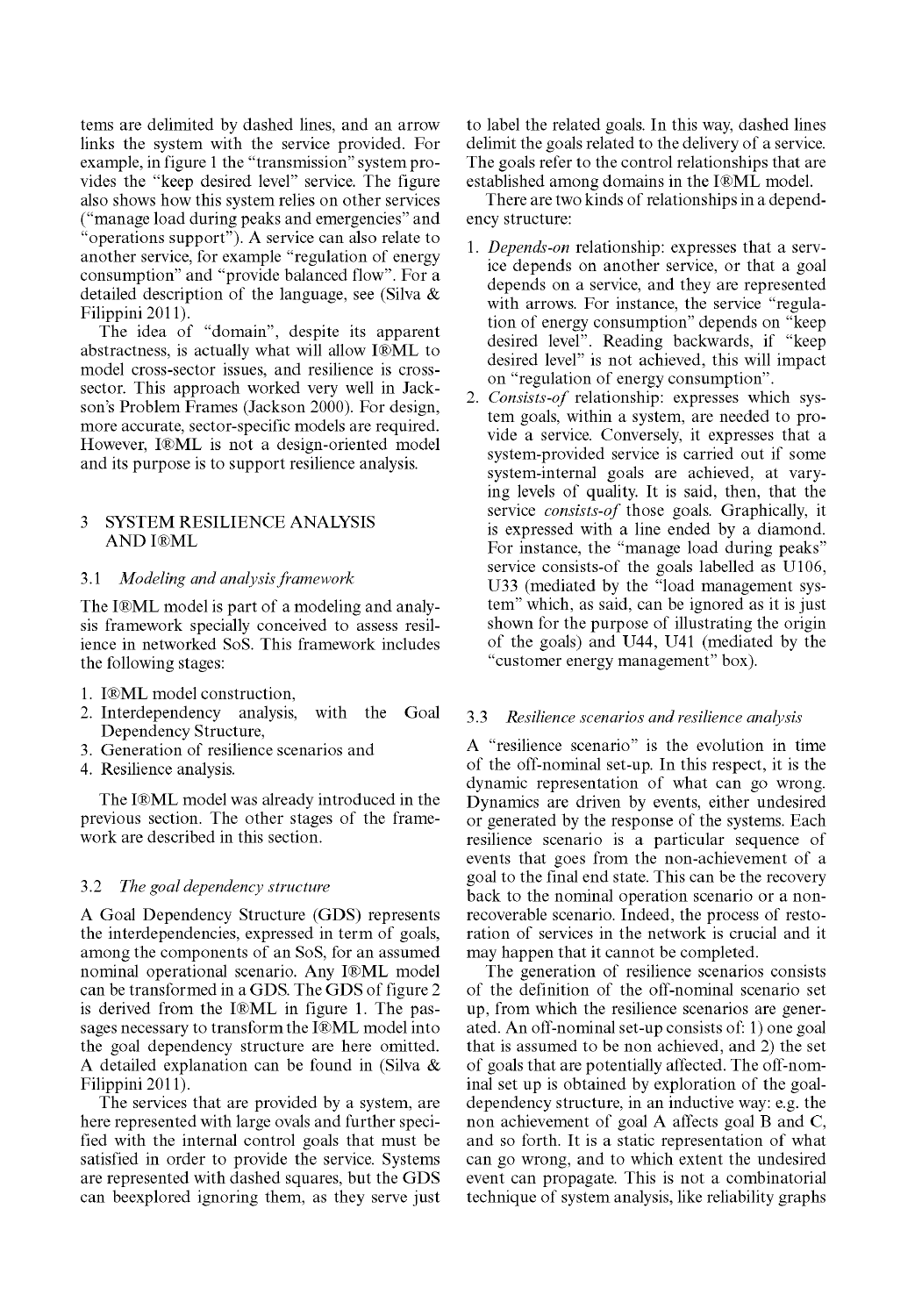tems are delimited by dashed lines, and an arrow links the system with the service provided. For example, in figure 1 the "transmission" system provides the "keep desired level" service. The figure also shows how this system relies on other services ("manage load during peaks and emergencies" and "operations support"). A service can also relate to another service, for example "regulation of energy consumption" and "provide balanced flow". For a detailed description of the language, see (Silva & Filippini 2011).

The idea of "domain", despite its apparent abstractness, is actually what will allow I®ML to model cross-sector issues, and resilience is cross-sector. This approach worked very well in Jackson's Problem Frames (Jackson 2000). For design, more accurate, sector-specific models are required. However, I®ML is not a design-oriented model and its purpose is to support resilience analysis.

## 3 SYSTEM RESILIENCE ANALYSIS AND I®ML

### 3.1 *Modeling and analysis framework*

The I®ML model is part of a modeling and analysis framework specially conceived to assess resilience in networked SoS. This framework includes the following stages:

1. I®ML model construction,
2. Interdependency analysis, with the Goal Dependency Structure,
3. Generation of resilience scenarios and
4. Resilience analysis.

The I®ML model was already introduced in the previous section. The other stages of the framework are described in this section.

### 3.2 *The goal dependency structure*

A Goal Dependency Structure (GDS) represents the interdependencies, expressed in term of goals, among the components of an SoS, for an assumed nominal operational scenario. Any I®ML model can be transformed in a GDS. The GDS of figure 2 is derived from the I®ML in figure 1. The passages necessary to transform the I®ML model into the goal dependency structure are here omitted. A detailed explanation can be found in (Silva & Filippini 2011).

The services that are provided by a system, are here represented with large ovals and further specified with the internal control goals that must be satisfied in order to provide the service. Systems are represented with dashed squares, but the GDS can beexplored ignoring them, as they serve just to label the related goals. In this way, dashed lines delimit the goals related to the delivery of a service. The goals refer to the control relationships that are established among domains in the I®ML model.

There are two kinds of relationships in a dependency structure:

1. *Depends-on* relationship: expresses that a service depends on another service, or that a goal depends on a service, and they are represented with arrows. For instance, the service "regulation of energy consumption" depends on "keep desired level". Reading backwards, if "keep desired level" is not achieved, this will impact on "regulation of energy consumption".
2. *Consists-of* relationship: expresses which system goals, within a system, are needed to provide a service. Conversely, it expresses that a system-provided service is carried out if some system-internal goals are achieved, at varying levels of quality. It is said, then, that the service *consists-of* those goals. Graphically, it is expressed with a line ended by a diamond. For instance, the "manage load during peaks" service consists-of the goals labelled as U106, U33 (mediated by the "load management system" which, as said, can be ignored as it is just shown for the purpose of illustrating the origin of the goals) and U44, U41 (mediated by the "customer energy management" box).

### 3.3 *Resilience scenarios and resilience analysis*

A "resilience scenario" is the evolution in time of the off-nominal set-up. In this respect, it is the dynamic representation of what can go wrong. Dynamics are driven by events, either undesired or generated by the response of the systems. Each resilience scenario is a particular sequence of events that goes from the non-achievement of a goal to the final end state. This can be the recovery back to the nominal operation scenario or a non-recoverable scenario. Indeed, the process of restoration of services in the network is crucial and it may happen that it cannot be completed.

The generation of resilience scenarios consists of the definition of the off-nominal scenario set up, from which the resilience scenarios are generated. An off-nominal set-up consists of: 1) one goal that is assumed to be non achieved, and 2) the set of goals that are potentially affected. The off-nominal set up is obtained by exploration of the goal-dependency structure, in an inductive way: e.g. the non achievement of goal A affects goal B and C, and so forth. It is a static representation of what can go wrong, and to which extent the undesired event can propagate. This is not a combinatorial technique of system analysis, like reliability graphs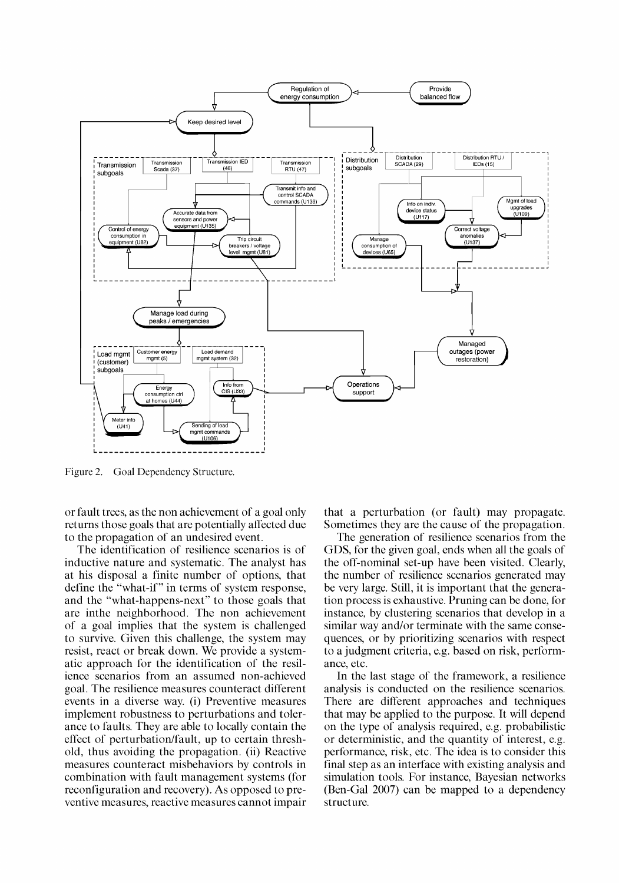Figure 2. Goal Dependency Structure.

or fault trees, as the non achievement of a goal only returns those goals that are potentially affected due to the propagation of an undesired event.

The identification of resilience scenarios is of inductive nature and systematic. The analyst has at his disposal a finite number of options, that define the "what-if" in terms of system response, and the "what-happens-next" to those goals that are inthe neighborhood. The non achievement of a goal implies that the system is challenged to survive. Given this challenge, the system may resist, react or break down. We provide a systematic approach for the identification of the resilience scenarios from an assumed non-achieved goal. The resilience measures counteract different events in a diverse way. (i) Preventive measures implement robustness to perturbations and tolerance to faults. They are able to locally contain the effect of perturbation/fault, up to certain threshold, thus avoiding the propagation. (ii) Reactive measures counteract misbehaviors by controls in combination with fault management systems (for reconfiguration and recovery). As opposed to preventive measures, reactive measures cannot impair that a perturbation (or fault) may propagate. Sometimes they are the cause of the propagation.

The generation of resilience scenarios from the GDS, for the given goal, ends when all the goals of the off-nominal set-up have been visited. Clearly, the number of resilience scenarios generated may be very large. Still, it is important that the generation process is exhaustive. Pruning can be done, for instance, by clustering scenarios that develop in a similar way and/or terminate with the same consequences, or by prioritizing scenarios with respect to a judgment criteria, e.g. based on risk, performance, etc.

In the last stage of the framework, a resilience analysis is conducted on the resilience scenarios. There are different approaches and techniques that may be applied to the purpose. It will depend on the type of analysis required, e.g. probabilistic or deterministic, and the quantity of interest, e.g. performance, risk, etc. The idea is to consider this final step as an interface with existing analysis and simulation tools. For instance, Bayesian networks (Ben-Gal 2007) can be mapped to a dependency structure.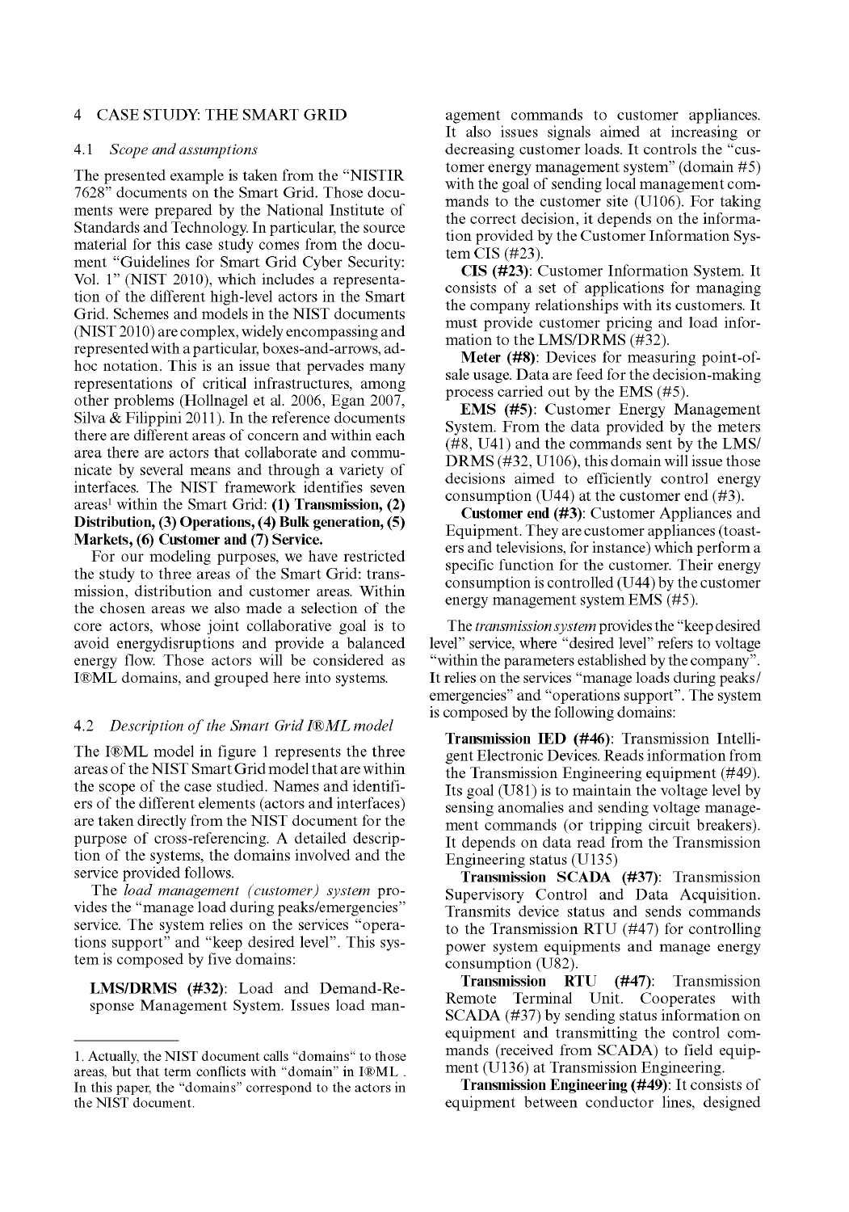## 4 CASE STUDY: THE SMART GRID

### 4.1 *Scope and assumptions*

The presented example is taken from the "NISTIR 7628" documents on the Smart Grid. Those documents were prepared by the National Institute of Standards and Technology. In particular, the source material for this case study comes from the document "Guidelines for Smart Grid Cyber Security: Vol. 1" (NIST 2010), which includes a representation of the different high-level actors in the Smart Grid. Schemes and models in the NIST documents (NIST 2010) are complex, widely encompassing and represented with a particular, boxes-and-arrows, ad-hoc notation. This is an issue that pervades many representations of critical infrastructures, among other problems (Hollnagel et al. 2006, Egan 2007, Silva & Filippini 2011). In the reference documents there are different areas of concern and within each area there are actors that collaborate and communicate by several means and through a variety of interfaces. The NIST framework identifies seven areas[1] within the Smart Grid: **(1) Transmission, (2) Distribution, (3) Operations, (4) Bulk generation, (5) Markets, (6) Customer and (7) Service.**

For our modeling purposes, we have restricted the study to three areas of the Smart Grid: transmission, distribution and customer areas. Within the chosen areas we also made a selection of the core actors, whose joint collaborative goal is to avoid energydisruptions and provide a balanced energy flow. Those actors will be considered as I®ML domains, and grouped here into systems.

### 4.2 *Description of the Smart Grid I®ML model*

The I®ML model in figure 1 represents the three areas of the NIST Smart Grid model that are within the scope of the case studied. Names and identifiers of the different elements (actors and interfaces) are taken directly from the NIST document for the purpose of cross-referencing. A detailed description of the systems, the domains involved and the service provided follows.

The *load management (customer) system* provides the "manage load during peaks/emergencies" service. The system relies on the services "operations support" and "keep desired level". This system is composed by five domains:

**LMS/DRMS (#32)**: Load and Demand-Response Management System. Issues load management commands to customer appliances. It also issues signals aimed at increasing or decreasing customer loads. It controls the "customer energy management system" (domain #5) with the goal of sending local management commands to the customer site (U106). For taking the correct decision, it depends on the information provided by the Customer Information System CIS (#23).

**CIS (#23)**: Customer Information System. It consists of a set of applications for managing the company relationships with its customers. It must provide customer pricing and load information to the LMS/DRMS (#32).

**Meter (#8)**: Devices for measuring point-of-sale usage. Data are feed for the decision-making process carried out by the EMS (#5).

**EMS (#5)**: Customer Energy Management System. From the data provided by the meters (#8, U41) and the commands sent by the LMS/DRMS (#32, U106), this domain will issue those decisions aimed to efficiently control energy consumption (U44) at the customer end (#3).

**Customer end (#3)**: Customer Appliances and Equipment. They are customer appliances (toasters and televisions, for instance) which perform a specific function for the customer. Their energy consumption is controlled (U44) by the customer energy management system EMS (#5).

The *transmission system* provides the "keep desired level" service, where "desired level" refers to voltage "within the parameters established by the company". It relies on the services "manage loads during peaks/emergencies" and "operations support". The system is composed by the following domains:

**Transmission IED (#46)**: Transmission Intelligent Electronic Devices. Reads information from the Transmission Engineering equipment (#49). Its goal (U81) is to maintain the voltage level by sensing anomalies and sending voltage management commands (or tripping circuit breakers). It depends on data read from the Transmission Engineering status (U135)

**Transmission SCADA (#37)**: Transmission Supervisory Control and Data Acquisition. Transmits device status and sends commands to the Transmission RTU (#47) for controlling power system equipments and manage energy consumption (U82).

**Transmission RTU (#47)**: Transmission Remote Terminal Unit. Cooperates with SCADA (#37) by sending status information on equipment and transmitting the control commands (received from SCADA) to field equipment (U136) at Transmission Engineering.

**Transmission Engineering (#49)**: It consists of equipment between conductor lines, designed

---

[1] Actually, the NIST document calls "domains" to those areas, but that term conflicts with "domain" in I®ML. In this paper, the "domains" correspond to the actors in the NIST document.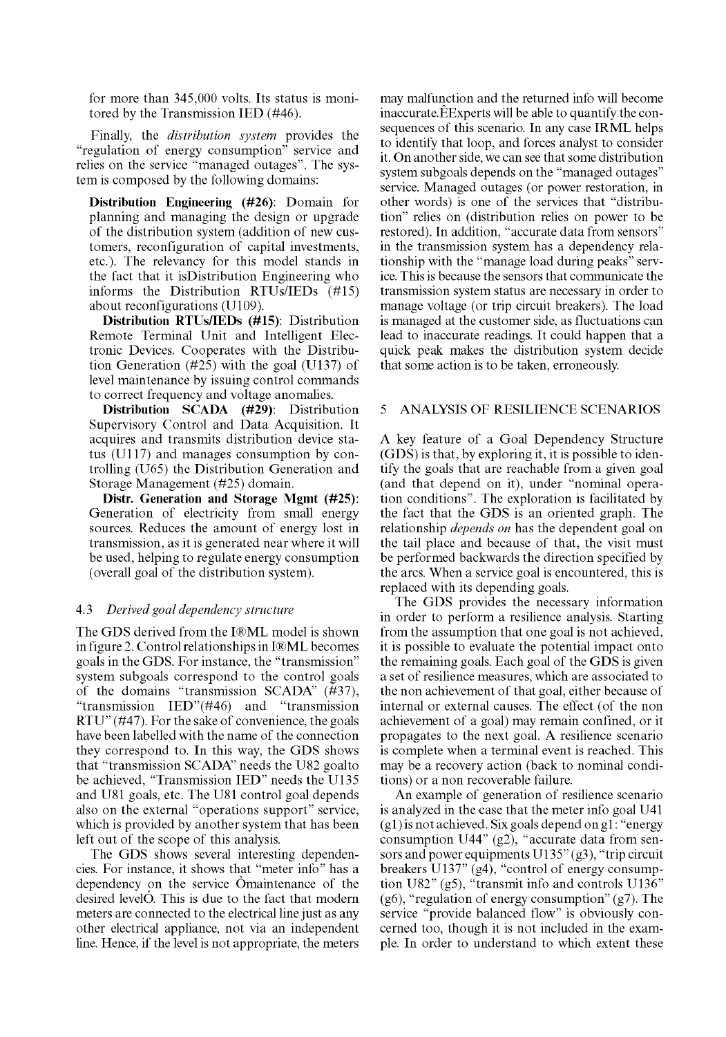for more than 345,000 volts. Its status is monitored by the Transmission IED (#46).

Finally, the *distribution system* provides the "regulation of energy consumption" service and relies on the service "managed outages". The system is composed by the following domains:

**Distribution Engineering (#26)**: Domain for planning and managing the design or upgrade of the distribution system (addition of new customers, reconfiguration of capital investments, etc.). The relevancy for this model stands in the fact that it isDistribution Engineering who informs the Distribution RTUs/IEDs (#15) about reconfigurations (U109).

**Distribution RTUs/IEDs (#15)**: Distribution Remote Terminal Unit and Intelligent Electronic Devices. Cooperates with the Distribution Generation (#25) with the goal (U137) of level maintenance by issuing control commands to correct frequency and voltage anomalies.

**Distribution SCADA (#29)**: Distribution Supervisory Control and Data Acquisition. It acquires and transmits distribution device status (U117) and manages consumption by controlling (U65) the Distribution Generation and Storage Management (#25) domain.

**Distr. Generation and Storage Mgmt (#25)**: Generation of electricity from small energy sources. Reduces the amount of energy lost in transmission, as it is generated near where it will be used, helping to regulate energy consumption (overall goal of the distribution system).

### 4.3 *Derived goal dependency structure*

The GDS derived from the I®ML model is shown in figure 2. Control relationships in I®ML becomes goals in the GDS. For instance, the "transmission" system subgoals correspond to the control goals of the domains "transmission SCADA" (#37), "transmission IED"(#46) and "transmission RTU" (#47). For the sake of convenience, the goals have been labelled with the name of the connection they correspond to. In this way, the GDS shows that "transmission SCADA" needs the U82 goalto be achieved, "Transmission IED" needs the U135 and U81 goals, etc. The U81 control goal depends also on the external "operations support" service, which is provided by another system that has been left out of the scope of this analysis.

The GDS shows several interesting dependencies. For instance, it shows that "meter info" has a dependency on the service Òmaintenance of the desired levelÓ. This is due to the fact that modern meters are connected to the electrical line just as any other electrical appliance, not via an independent line. Hence, if the level is not appropriate, the meters may malfunction and the returned info will become inaccurate.ÊExperts will be able to quantify the consequences of this scenario. In any case IRML helps to identify that loop, and forces analyst to consider it. On another side, we can see that some distribution system subgoals depends on the "managed outages" service. Managed outages (or power restoration, in other words) is one of the services that "distribution" relies on (distribution relies on power to be restored). In addition, "accurate data from sensors" in the transmission system has a dependency relationship with the "manage load during peaks" service. This is because the sensors that communicate the transmission system status are necessary in order to manage voltage (or trip circuit breakers). The load is managed at the customer side, as fluctuations can lead to inaccurate readings. It could happen that a quick peak makes the distribution system decide that some action is to be taken, erroneously.

## 5 ANALYSIS OF RESILIENCE SCENARIOS

A key feature of a Goal Dependency Structure (GDS) is that, by exploring it, it is possible to identify the goals that are reachable from a given goal (and that depend on it), under "nominal operation conditions". The exploration is facilitated by the fact that the GDS is an oriented graph. The relationship *depends on* has the dependent goal on the tail place and because of that, the visit must be performed backwards the direction specified by the arcs. When a service goal is encountered, this is replaced with its depending goals.

The GDS provides the necessary information in order to perform a resilience analysis. Starting from the assumption that one goal is not achieved, it is possible to evaluate the potential impact onto the remaining goals. Each goal of the GDS is given a set of resilience measures, which are associated to the non achievement of that goal, either because of internal or external causes. The effect (of the non achievement of a goal) may remain confined, or it propagates to the next goal. A resilience scenario is complete when a terminal event is reached. This may be a recovery action (back to nominal conditions) or a non recoverable failure.

An example of generation of resilience scenario is analyzed in the case that the meter info goal U41 (g1) is not achieved. Six goals depend on g1: "energy consumption U44" (g2), "accurate data from sensors and power equipments U135" (g3), "trip circuit breakers U137" (g4), "control of energy consumption U82" (g5), "transmit info and controls U136" (g6), "regulation of energy consumption" (g7). The service "provide balanced flow" is obviously concerned too, though it is not included in the example. In order to understand to which extent these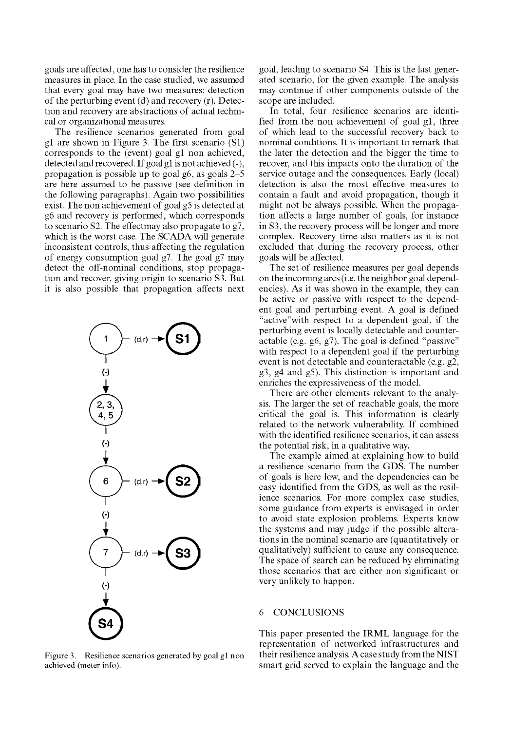goals are affected, one has to consider the resilience measures in place. In the case studied, we assumed that every goal may have two measures: detection of the perturbing event (d) and recovery (r). Detection and recovery are abstractions of actual technical or organizational measures.

The resilience scenarios generated from goal g1 are shown in Figure 3. The first scenario (S1) corresponds to the (event) goal g1 non achieved, detected and recovered. If goal g1 is not achieved (-), propagation is possible up to goal g6, as goals 2–5 are here assumed to be passive (see definition in the following paragraphs). Again two possibilities exist. The non achievement of goal g5 is detected at g6 and recovery is performed, which corresponds to scenario S2. The effectmay also propagate to g7, which is the worst case. The SCADA will generate inconsistent controls, thus affecting the regulation of energy consumption goal g7. The goal g7 may detect the off-nominal conditions, stop propagation and recover, giving origin to scenario S3. But it is also possible that propagation affects next goal, leading to scenario S4. This is the last generated scenario, for the given example. The analysis may continue if other components outside of the scope are included.

Figure 3. Resilience scenarios generated by goal g1 non achieved (meter info).

In total, four resilience scenarios are identified from the non achievement of goal g1, three of which lead to the successful recovery back to nominal conditions. It is important to remark that the later the detection and the bigger the time to recover, and this impacts onto the duration of the service outage and the consequences. Early (local) detection is also the most effective measures to contain a fault and avoid propagation, though it might not be always possible. When the propagation affects a large number of goals, for instance in S3, the recovery process will be longer and more complex. Recovery time also matters as it is not excluded that during the recovery process, other goals will be affected.

The set of resilience measures per goal depends on the incoming arcs (i.e. the neighbor goal dependencies). As it was shown in the example, they can be active or passive with respect to the dependent goal and perturbing event. A goal is defined "active"with respect to a dependent goal, if the perturbing event is locally detectable and counteractable (e.g. g6, g7). The goal is defined "passive" with respect to a dependent goal if the perturbing event is not detectable and counteractable (e.g. g2, g3, g4 and g5). This distinction is important and enriches the expressiveness of the model.

There are other elements relevant to the analysis. The larger the set of reachable goals, the more critical the goal is. This information is clearly related to the network vulnerability. If combined with the identified resilience scenarios, it can assess the potential risk, in a qualitative way.

The example aimed at explaining how to build a resilience scenario from the GDS. The number of goals is here low, and the dependencies can be easy identified from the GDS, as well as the resilience scenarios. For more complex case studies, some guidance from experts is envisaged in order to avoid state explosion problems. Experts know the systems and may judge if the possible alterations in the nominal scenario are (quantitatively or qualitatively) sufficient to cause any consequence. The space of search can be reduced by eliminating those scenarios that are either non significant or very unlikely to happen.

## 6 CONCLUSIONS

This paper presented the IRML language for the representation of networked infrastructures and their resilience analysis. A case study from the NIST smart grid served to explain the language and the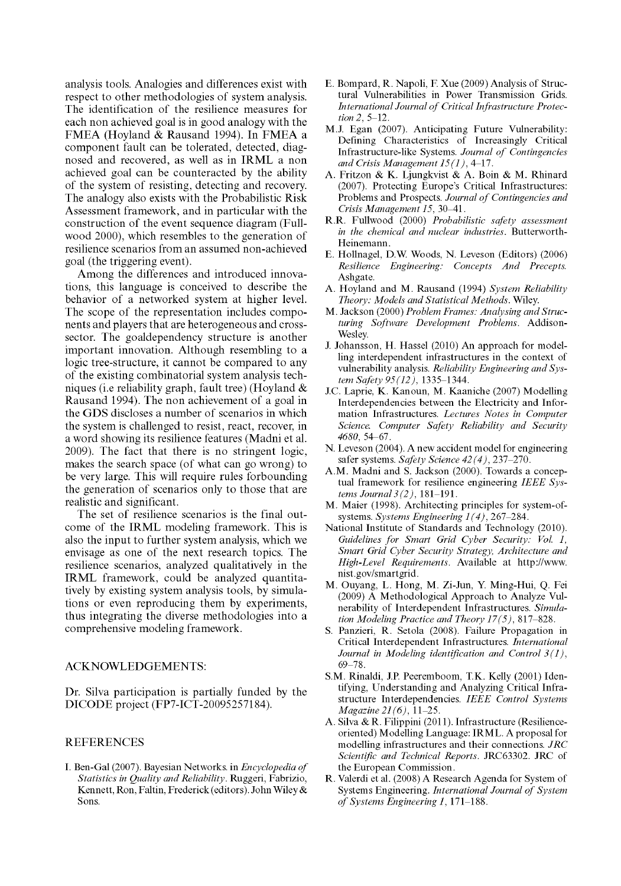analysis tools. Analogies and differences exist with respect to other methodologies of system analysis. The identification of the resilience measures for each non achieved goal is in good analogy with the FMEA (Hoyland & Rausand 1994). In FMEA a component fault can be tolerated, detected, diagnosed and recovered, as well as in IRML a non achieved goal can be counteracted by the ability of the system of resisting, detecting and recovery. The analogy also exists with the Probabilistic Risk Assessment framework, and in particular with the construction of the event sequence diagram (Fullwood 2000), which resembles to the generation of resilience scenarios from an assumed non-achieved goal (the triggering event).

Among the differences and introduced innovations, this language is conceived to describe the behavior of a networked system at higher level. The scope of the representation includes components and players that are heterogeneous and cross-sector. The goaldependency structure is another important innovation. Although resembling to a logic tree-structure, it cannot be compared to any of the existing combinatorial system analysis techniques (i.e reliability graph, fault tree) (Hoyland & Rausand 1994). The non achievement of a goal in the GDS discloses a number of scenarios in which the system is challenged to resist, react, recover, in a word showing its resilience features (Madni et al. 2009). The fact that there is no stringent logic, makes the search space (of what can go wrong) to be very large. This will require rules forbounding the generation of scenarios only to those that are realistic and significant.

The set of resilience scenarios is the final outcome of the IRML modeling framework. This is also the input to further system analysis, which we envisage as one of the next research topics. The resilience scenarios, analyzed qualitatively in the IRML framework, could be analyzed quantitatively by existing system analysis tools, by simulations or even reproducing them by experiments, thus integrating the diverse methodologies into a comprehensive modeling framework.

## ACKNOWLEDGEMENTS:

Dr. Silva participation is partially funded by the DICODE project (FP7-ICT-20095257184).

## REFERENCES

I. Ben-Gal (2007). Bayesian Networks. in *Encyclopedia of Statistics in Quality and Reliability*. Ruggeri, Fabrizio, Kennett, Ron, Faltin, Frederick (editors). John Wiley & Sons.

E. Bompard, R. Napoli, F. Xue (2009) Analysis of Structural Vulnerabilities in Power Transmission Grids. *International Journal of Critical Infrastructure Protection 2*, 5–12.

M.J. Egan (2007). Anticipating Future Vulnerability: Defining Characteristics of Increasingly Critical Infrastructure-like Systems. *Journal of Contingencies and Crisis Management 15(1)*, 4–17.

A. Fritzon & K. Ljungkvist & A. Boin & M. Rhinard (2007). Protecting Europe's Critical Infrastructures: Problems and Prospects. *Journal of Contingencies and Crisis Management 15*, 30–41.

R.R. Fullwood (2000) *Probabilistic safety assessment in the chemical and nuclear industries*. Butterworth-Heinemann.

E. Hollnagel, D.W. Woods, N. Leveson (Editors) (2006) *Resilience Engineering: Concepts And Precepts.* Ashgate.

A. Hoyland and M. Rausand (1994) *System Reliability Theory: Models and Statistical Methods*. Wiley.

M. Jackson (2000) *Problem Frames: Analysing and Structuring Software Development Problems*. Addison-Wesley.

J. Johansson, H. Hassel (2010) An approach for modelling interdependent infrastructures in the context of vulnerability analysis. *Reliability Engineering and System Safety 95(12)*, 1335–1344.

J.C. Laprie, K. Kanoun, M. Kaaniche (2007) Modelling Interdependencies between the Electricity and Information Infrastructures. *Lectures Notes in Computer Science. Computer Safety Reliability and Security 4680*, 54–67.

N. Leveson (2004). A new accident model for engineering safer systems. *Safety Science 42(4)*, 237–270.

A.M. Madni and S. Jackson (2000). Towards a conceptual framework for resilience engineering *IEEE Systems Journal 3(2)*, 181–191.

M. Maier (1998). Architecting principles for system-of-systems. *Systems Engineering 1(4)*, 267–284.

National Institute of Standards and Technology (2010). *Guidelines for Smart Grid Cyber Security: Vol. 1, Smart Grid Cyber Security Strategy, Architecture and High-Level Requirements*. Available at http://www.nist.gov/smartgrid.

M. Ouyang, L. Hong, M. Zi-Jun, Y. Ming-Hui, Q. Fei (2009) A Methodological Approach to Analyze Vulnerability of Interdependent Infrastructures. *Simulation Modeling Practice and Theory 17(5)*, 817–828.

S. Panzieri, R. Setola (2008). Failure Propagation in Critical Interdependent Infrastructures. *International Journal in Modeling identification and Control 3(1)*, 69–78.

S.M. Rinaldi, J.P. Peeremboom, T.K. Kelly (2001) Identifying, Understanding and Analyzing Critical Infrastructure Interdependencies. *IEEE Control Systems Magazine 21(6)*, 11–25.

A. Silva & R. Filippini (2011). Infrastructure (Resilience-oriented) Modelling Language: IRML. A proposal for modelling infrastructures and their connections. *JRC Scientific and Technical Reports*. JRC63302. JRC of the European Commission.

R. Valerdi et al. (2008) A Research Agenda for System of Systems Engineering. *International Journal of System of Systems Engineering 1*, 171–188.